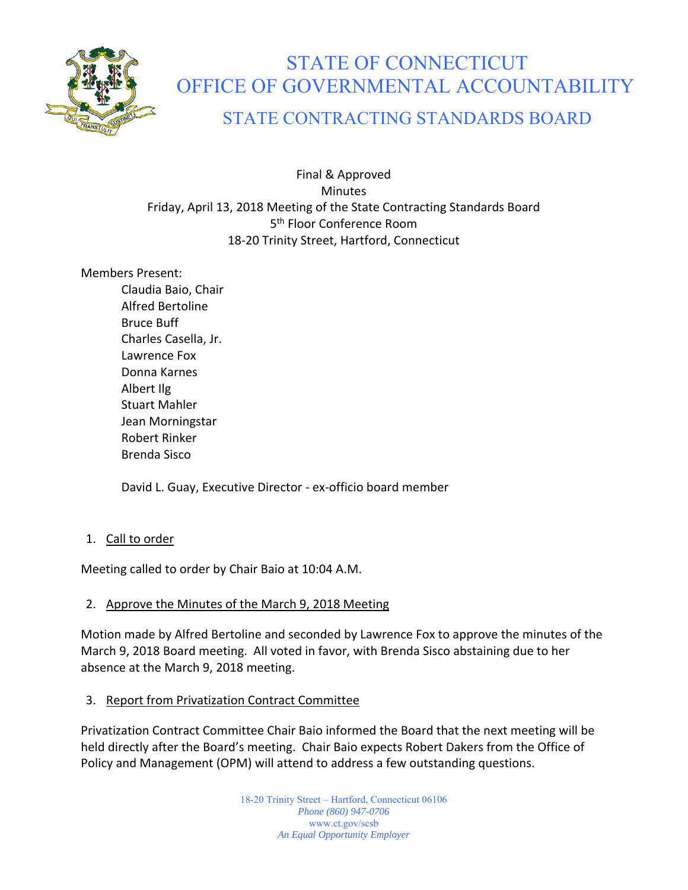# STATE OF CONNECTICUT
# OFFICE OF GOVERNMENTAL ACCOUNTABILITY
## STATE CONTRACTING STANDARDS BOARD

Final & Approved
Minutes
Friday, April 13, 2018 Meeting of the State Contracting Standards Board
5th Floor Conference Room
18-20 Trinity Street, Hartford, Connecticut

Members Present:

Claudia Baio, Chair
Alfred Bertoline
Bruce Buff
Charles Casella, Jr.
Lawrence Fox
Donna Karnes
Albert Ilg
Stuart Mahler
Jean Morningstar
Robert Rinker
Brenda Sisco

David L. Guay, Executive Director - ex-officio board member

1. Call to order

Meeting called to order by Chair Baio at 10:04 A.M.

2. Approve the Minutes of the March 9, 2018 Meeting

Motion made by Alfred Bertoline and seconded by Lawrence Fox to approve the minutes of the March 9, 2018 Board meeting. All voted in favor, with Brenda Sisco abstaining due to her absence at the March 9, 2018 meeting.

3. Report from Privatization Contract Committee

Privatization Contract Committee Chair Baio informed the Board that the next meeting will be held directly after the Board's meeting. Chair Baio expects Robert Dakers from the Office of Policy and Management (OPM) will attend to address a few outstanding questions.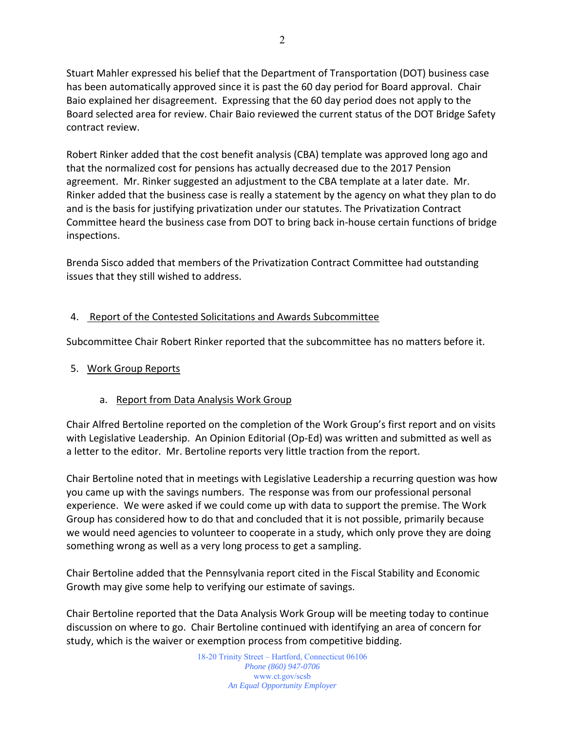Stuart Mahler expressed his belief that the Department of Transportation (DOT) business case has been automatically approved since it is past the 60 day period for Board approval. Chair Baio explained her disagreement. Expressing that the 60 day period does not apply to the Board selected area for review. Chair Baio reviewed the current status of the DOT Bridge Safety contract review.

Robert Rinker added that the cost benefit analysis (CBA) template was approved long ago and that the normalized cost for pensions has actually decreased due to the 2017 Pension agreement. Mr. Rinker suggested an adjustment to the CBA template at a later date. Mr. Rinker added that the business case is really a statement by the agency on what they plan to do and is the basis for justifying privatization under our statutes. The Privatization Contract Committee heard the business case from DOT to bring back in-house certain functions of bridge inspections.

Brenda Sisco added that members of the Privatization Contract Committee had outstanding issues that they still wished to address.

4. Report of the Contested Solicitations and Awards Subcommittee

Subcommittee Chair Robert Rinker reported that the subcommittee has no matters before it.

5. Work Group Reports

a. Report from Data Analysis Work Group

Chair Alfred Bertoline reported on the completion of the Work Group's first report and on visits with Legislative Leadership. An Opinion Editorial (Op-Ed) was written and submitted as well as a letter to the editor. Mr. Bertoline reports very little traction from the report.

Chair Bertoline noted that in meetings with Legislative Leadership a recurring question was how you came up with the savings numbers. The response was from our professional personal experience. We were asked if we could come up with data to support the premise. The Work Group has considered how to do that and concluded that it is not possible, primarily because we would need agencies to volunteer to cooperate in a study, which only prove they are doing something wrong as well as a very long process to get a sampling.

Chair Bertoline added that the Pennsylvania report cited in the Fiscal Stability and Economic Growth may give some help to verifying our estimate of savings.

Chair Bertoline reported that the Data Analysis Work Group will be meeting today to continue discussion on where to go. Chair Bertoline continued with identifying an area of concern for study, which is the waiver or exemption process from competitive bidding.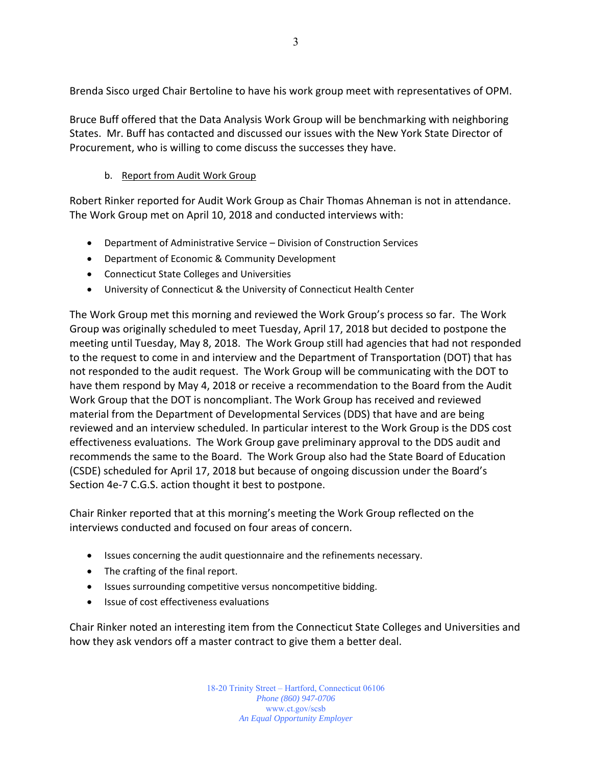Brenda Sisco urged Chair Bertoline to have his work group meet with representatives of OPM.

Bruce Buff offered that the Data Analysis Work Group will be benchmarking with neighboring States. Mr. Buff has contacted and discussed our issues with the New York State Director of Procurement, who is willing to come discuss the successes they have.

b. Report from Audit Work Group

Robert Rinker reported for Audit Work Group as Chair Thomas Ahneman is not in attendance. The Work Group met on April 10, 2018 and conducted interviews with:

- Department of Administrative Service – Division of Construction Services
- Department of Economic & Community Development
- Connecticut State Colleges and Universities
- University of Connecticut & the University of Connecticut Health Center

The Work Group met this morning and reviewed the Work Group's process so far. The Work Group was originally scheduled to meet Tuesday, April 17, 2018 but decided to postpone the meeting until Tuesday, May 8, 2018. The Work Group still had agencies that had not responded to the request to come in and interview and the Department of Transportation (DOT) that has not responded to the audit request. The Work Group will be communicating with the DOT to have them respond by May 4, 2018 or receive a recommendation to the Board from the Audit Work Group that the DOT is noncompliant. The Work Group has received and reviewed material from the Department of Developmental Services (DDS) that have and are being reviewed and an interview scheduled. In particular interest to the Work Group is the DDS cost effectiveness evaluations. The Work Group gave preliminary approval to the DDS audit and recommends the same to the Board. The Work Group also had the State Board of Education (CSDE) scheduled for April 17, 2018 but because of ongoing discussion under the Board's Section 4e-7 C.G.S. action thought it best to postpone.

Chair Rinker reported that at this morning's meeting the Work Group reflected on the interviews conducted and focused on four areas of concern.

- Issues concerning the audit questionnaire and the refinements necessary.
- The crafting of the final report.
- Issues surrounding competitive versus noncompetitive bidding.
- Issue of cost effectiveness evaluations

Chair Rinker noted an interesting item from the Connecticut State Colleges and Universities and how they ask vendors off a master contract to give them a better deal.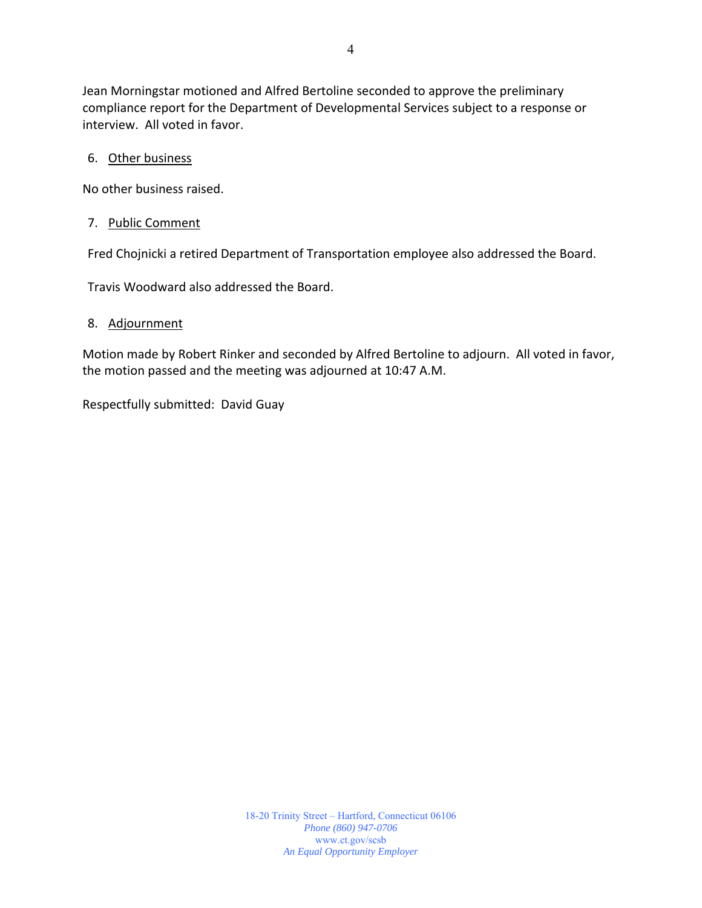Jean Morningstar motioned and Alfred Bertoline seconded to approve the preliminary compliance report for the Department of Developmental Services subject to a response or interview. All voted in favor.

6. Other business

No other business raised.

7. Public Comment

Fred Chojnicki a retired Department of Transportation employee also addressed the Board.

Travis Woodward also addressed the Board.

8. Adjournment

Motion made by Robert Rinker and seconded by Alfred Bertoline to adjourn. All voted in favor, the motion passed and the meeting was adjourned at 10:47 A.M.

Respectfully submitted: David Guay